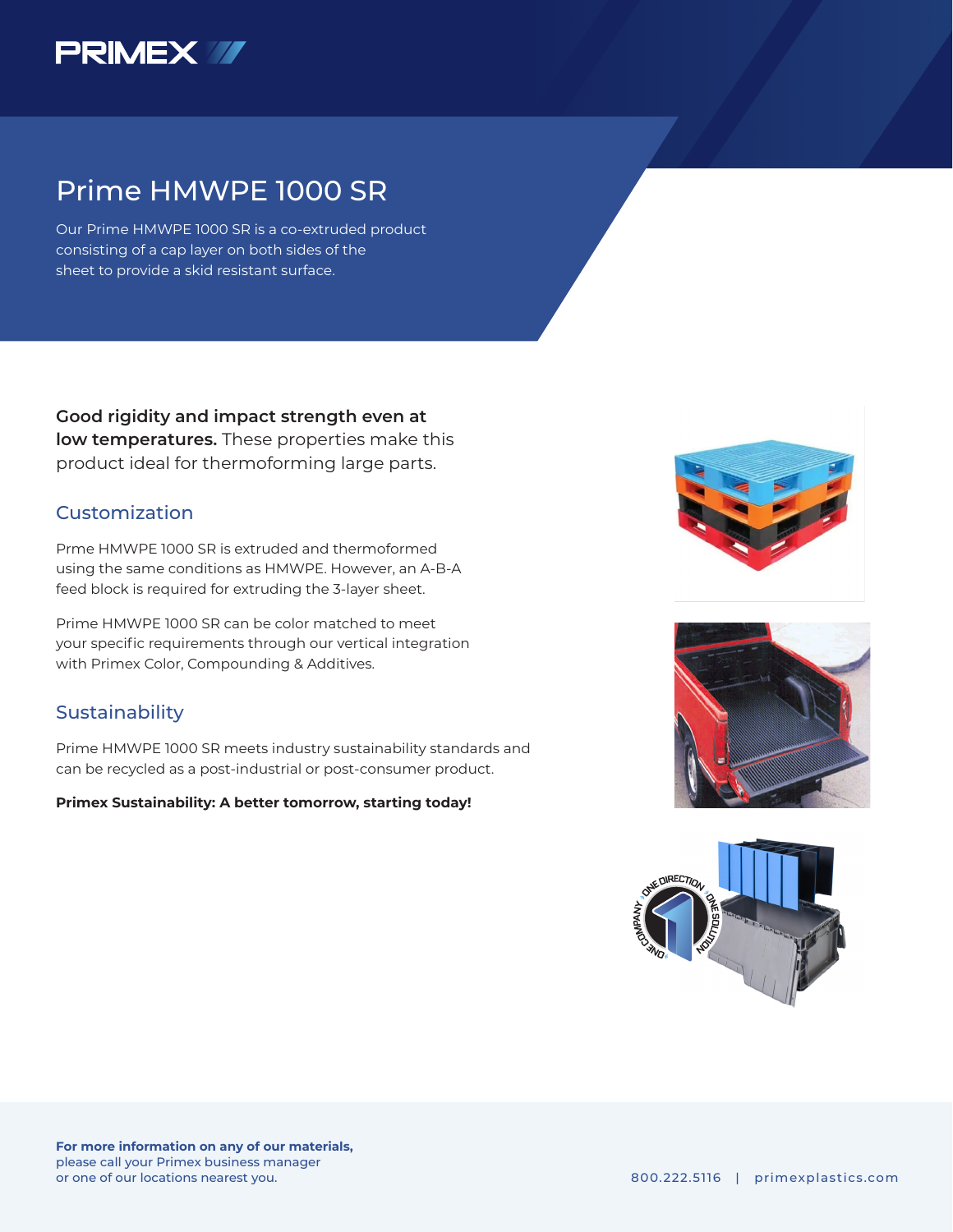# Prime HMWPE 1000 SR

Our Prime HMWPE 1000 SR is a co-extruded product consisting of a cap layer on both sides of the sheet to provide a skid resistant surface.

**Good rigidity and impact strength even at low temperatures.** These properties make this product ideal for thermoforming large parts.

## Customization

Prme HMWPE 1000 SR is extruded and thermoformed using the same conditions as HMWPE. However, an A-B-A feed block is required for extruding the 3-layer sheet.

Prime HMWPE 1000 SR can be color matched to meet your specific requirements through our vertical integration with Primex Color, Compounding & Additives.

## Sustainability

Prime HMWPE 1000 SR meets industry sustainability standards and can be recycled as a post-industrial or post-consumer product.

**Primex Sustainability: A better tomorrow, starting today!**

**For more information on any of our materials,** please call your Primex business manager or one of our locations nearest you.

800.222.5116 | primexplastics.com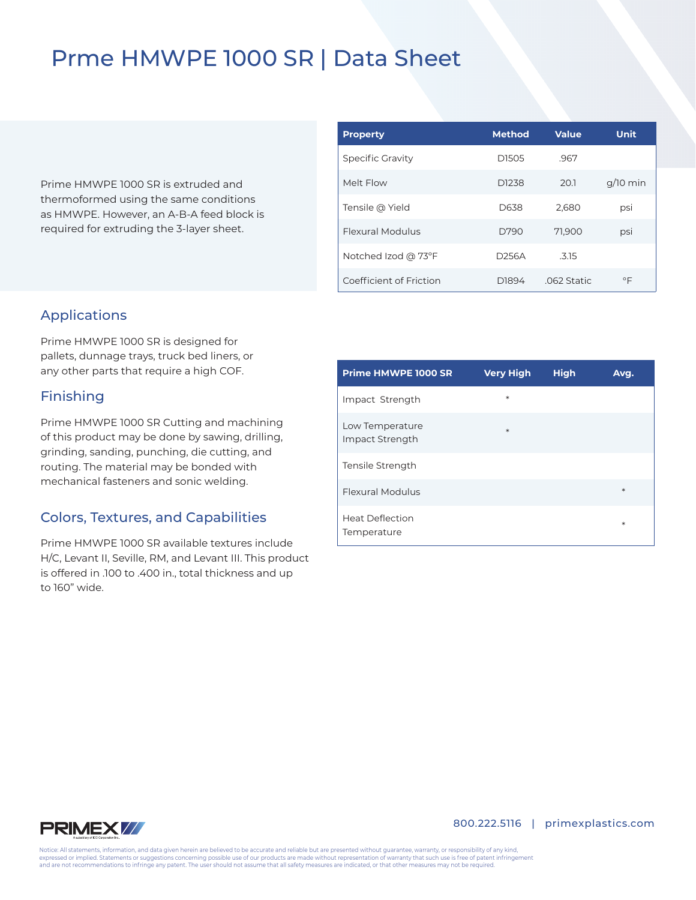# Prme HMWPE 1000 SR | Data Sheet

Prime HMWPE 1000 SR is extruded and thermoformed using the same conditions as HMWPE. However, an A-B-A feed block is required for extruding the 3-layer sheet.

| Property | Method | Value | Unit |
|---|---|---|---|
| Specific Gravity | D1505 | .967 | |
| Melt Flow | D1238 | 20.1 | g/10 min |
| Tensile @ Yield | D638 | 2,680 | psi |
| Flexural Modulus | D790 | 71,900 | psi |
| Notched Izod @ 73°F | D256A | 3.15 | |
| Coefficient of Friction | D1894 | .062 Static | °F |

## Applications

Prime HMWPE 1000 SR is designed for pallets, dunnage trays, truck bed liners, or any other parts that require a high COF.

## Finishing

Prime HMWPE 1000 SR Cutting and machining of this product may be done by sawing, drilling, grinding, sanding, punching, die cutting, and routing. The material may be bonded with mechanical fasteners and sonic welding.

## Colors, Textures, and Capabilities

Prime HMWPE 1000 SR available textures include H/C, Levant II, Seville, RM, and Levant III. This product is offered in .100 to .400 in., total thickness and up to 160" wide.

| Prime HMWPE 1000 SR | Very High | High | Avg. |
|---|---|---|---|
| Impact Strength | * | | |
| Low Temperature Impact Strength | * | | |
| Tensile Strength | | | |
| Flexural Modulus | | | * |
| Heat Deflection Temperature | | | * |

PRIMEX

800.222.5116 | primexplastics.com

Notice: All statements, information, and data given herein are believed to be accurate and reliable but are presented without guarantee, warranty, or responsibility of any kind, expressed or implied. Statements or suggestions concerning possible use of our products are made without representation of warranty that such use is free of patent infringement and are not recommendations to infringe any patent. The user should not assume that all safety measures are indicated, or that other measures may not be required.